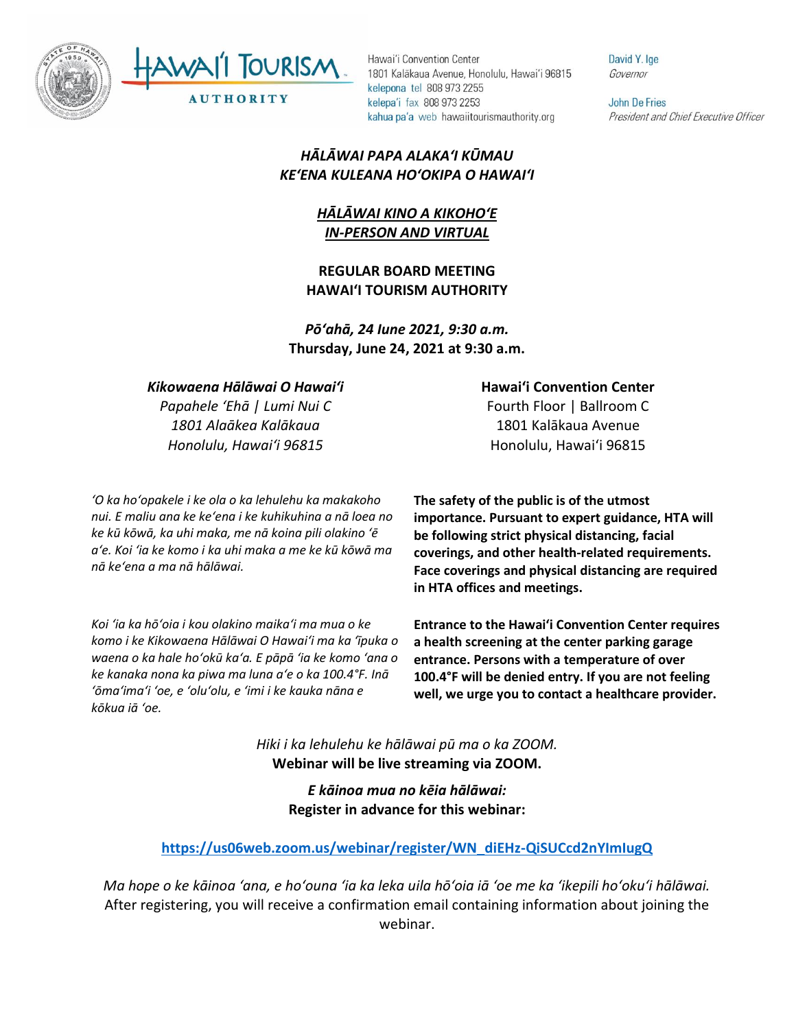Hawai'i Convention Center
1801 Kalākaua Avenue, Honolulu, Hawai'i 96815
kelepona tel 808 973 2255
kelepa'i fax 808 973 2253
kahua pa'a web hawaiitourismauthority.org

David Y. Ige
*Governor*

John De Fries
*President and Chief Executive Officer*

# *HĀLĀWAI PAPA ALAKAʻI KŪMAU*
# *KEʻENA KULEANA HOʻOKIPA O HAWAIʻI*

## *HĀLĀWAI KINO A KIKOHOʻE*
## *IN-PERSON AND VIRTUAL*

## REGULAR BOARD MEETING
## HAWAIʻI TOURISM AUTHORITY

***Pōʻahā, 24 Iune 2021, 9:30 a.m.***
**Thursday, June 24, 2021 at 9:30 a.m.**

***Kikowaena Hālāwai O Hawaiʻi***
*Papahele ʻEhā | Lumi Nui C*
*1801 Alaākea Kalākaua*
*Honolulu, Hawaiʻi 96815*

**Hawaiʻi Convention Center**
Fourth Floor | Ballroom C
1801 Kalākaua Avenue
Honolulu, Hawaiʻi 96815

*ʻO ka hoʻopakele i ke ola o ka lehulehu ka makakoho nui. E maliu ana ke keʻena i ke kuhikuhina a nā loea no ke kū kōwā, ka uhi maka, me nā koina pili olakino ʻē aʻe. Koi ʻia ke komo i ka uhi maka a me ke kū kōwā ma nā keʻena a ma nā hālāwai.*

**The safety of the public is of the utmost importance. Pursuant to expert guidance, HTA will be following strict physical distancing, facial coverings, and other health-related requirements. Face coverings and physical distancing are required in HTA offices and meetings.**

*Koi ʻia ka hōʻoia i kou olakino maikaʻi ma mua o ke komo i ke Kikowaena Hālāwai O Hawaiʻi ma ka ʻīpuka o waena o ka hale hoʻokū kaʻa. E pāpā ʻia ke komo ʻana o ke kanaka nona ka piwa ma luna aʻe o ka 100.4°F. Inā ʻōmaʻimaʻi ʻoe, e ʻoluʻolu, e ʻimi i ke kauka nāna e kōkua iā ʻoe.*

**Entrance to the Hawaiʻi Convention Center requires a health screening at the center parking garage entrance. Persons with a temperature of over 100.4°F will be denied entry. If you are not feeling well, we urge you to contact a healthcare provider.**

*Hiki i ka lehulehu ke hālāwai pū ma o ka ZOOM.*
**Webinar will be live streaming via ZOOM.**

***E kāinoa mua no kēia hālāwai:***
**Register in advance for this webinar:**

**https://us06web.zoom.us/webinar/register/WN_diEHz-QiSUCcd2nYImIugQ**

*Ma hope o ke kāinoa ʻana, e hoʻouna ʻia ka leka uila hōʻoia iā ʻoe me ka ʻikepili hoʻokuʻi hālāwai.*
After registering, you will receive a confirmation email containing information about joining the webinar.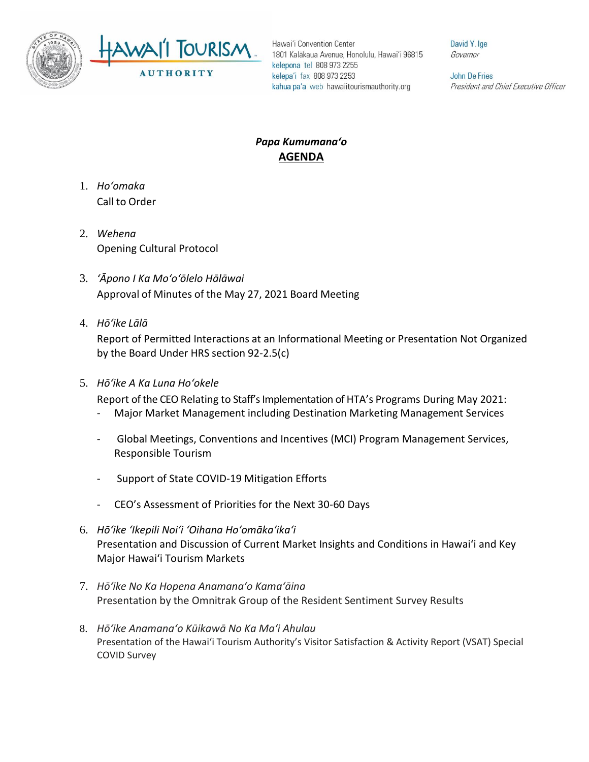Hawaiʻi Convention Center
1801 Kalākaua Avenue, Honolulu, Hawaiʻi 96815
kelepona tel 808 973 2255
kelepaʻi fax 808 973 2253
kahua paʻa web hawaiitourismauthority.org

David Y. Ige
*Governor*

John De Fries
*President and Chief Executive Officer*

***Papa Kumumanaʻo***
**AGENDA**

1. *Hoʻomaka*
   Call to Order

2. *Wehena*
   Opening Cultural Protocol

3. *ʻĀpono I Ka Moʻoʻōlelo Hālāwai*
   Approval of Minutes of the May 27, 2021 Board Meeting

4. *Hōʻike Lālā*
   Report of Permitted Interactions at an Informational Meeting or Presentation Not Organized by the Board Under HRS section 92-2.5(c)

5. *Hōʻike A Ka Luna Hoʻokele*
   Report of the CEO Relating to Staff's Implementation of HTA's Programs During May 2021:
   - Major Market Management including Destination Marketing Management Services
   - Global Meetings, Conventions and Incentives (MCI) Program Management Services, Responsible Tourism
   - Support of State COVID-19 Mitigation Efforts
   - CEO's Assessment of Priorities for the Next 30-60 Days

6. *Hōʻike ʻIkepili Noiʻi ʻOihana Hoʻomākaʻikaʻi*
   Presentation and Discussion of Current Market Insights and Conditions in Hawaiʻi and Key Major Hawaiʻi Tourism Markets

7. *Hōʻike No Ka Hopena Anamanaʻo Kamaʻāina*
   Presentation by the Omnitrak Group of the Resident Sentiment Survey Results

8. *Hōʻike Anamanaʻo Kūikawā No Ka Maʻi Ahulau*
   Presentation of the Hawaiʻi Tourism Authority's Visitor Satisfaction & Activity Report (VSAT) Special COVID Survey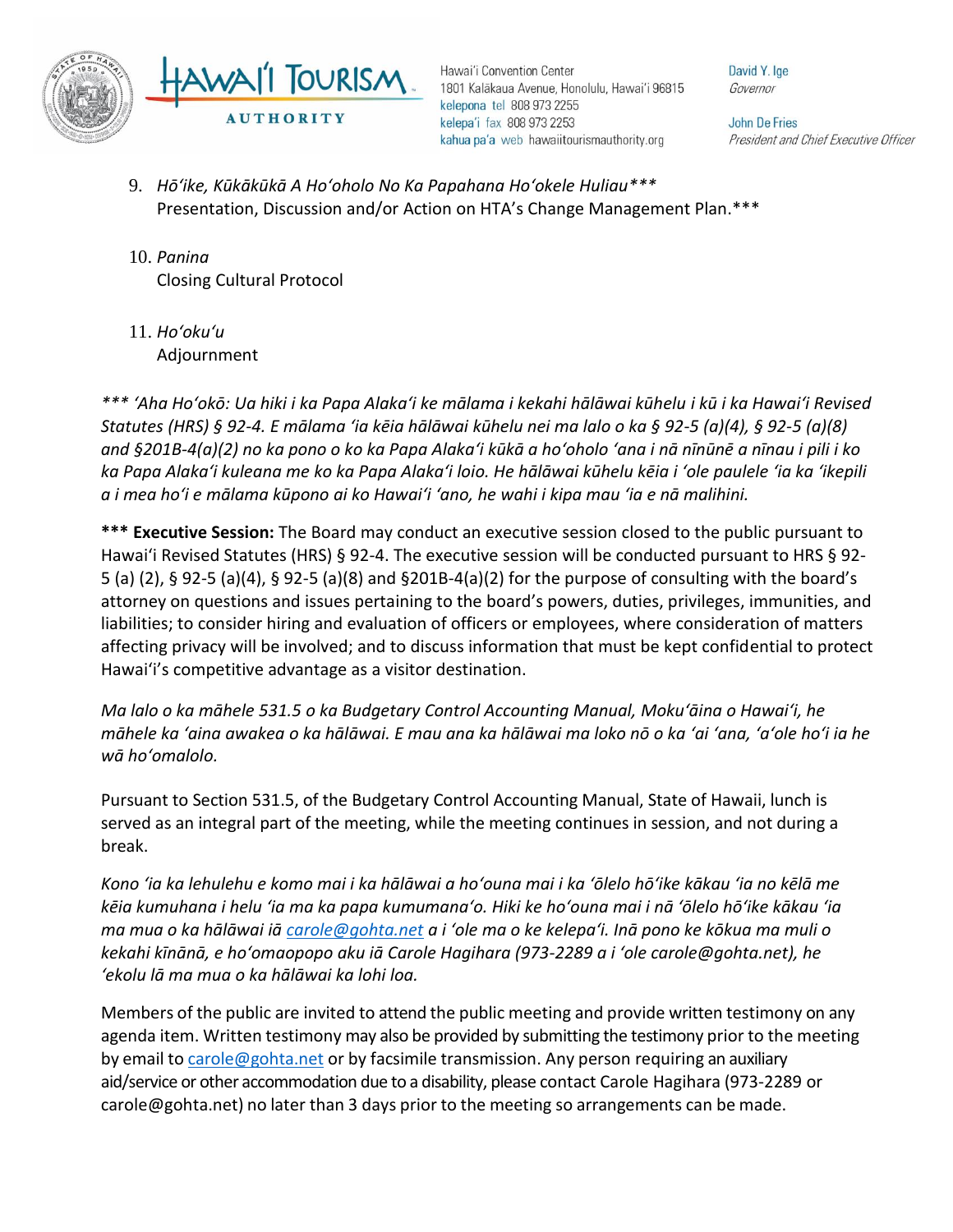9. *Hōʻike, Kūkākūkā A Hoʻoholo No Ka Papahana Hoʻokele Huliau****
   Presentation, Discussion and/or Action on HTA's Change Management Plan.***

10. *Panina*
    Closing Cultural Protocol

11. *Hoʻokuʻu*
    Adjournment

*\*\*\* ʻAha Hoʻokō: Ua hiki i ka Papa Alakaʻi ke mālama i kekahi hālāwai kūhelu i kū i ka Hawaiʻi Revised Statutes (HRS) § 92-4. E mālama ʻia kēia hālāwai kūhelu nei ma lalo o ka § 92-5 (a)(4), § 92-5 (a)(8) and §201B-4(a)(2) no ka pono o ko ka Papa Alakaʻi kūkā a hoʻoholo ʻana i nā nīnūnē a nīnau i pili i ko ka Papa Alakaʻi kuleana me ko ka Papa Alakaʻi loio. He hālāwai kūhelu kēia i ʻole paulele ʻia ka ʻikepili a i mea hoʻi e mālama kūpono ai ko Hawaiʻi ʻano, he wahi i kipa mau ʻia e nā malihini.*

**\*\*\* Executive Session:** The Board may conduct an executive session closed to the public pursuant to Hawaiʻi Revised Statutes (HRS) § 92-4. The executive session will be conducted pursuant to HRS § 92-5 (a) (2), § 92-5 (a)(4), § 92-5 (a)(8) and §201B-4(a)(2) for the purpose of consulting with the board's attorney on questions and issues pertaining to the board's powers, duties, privileges, immunities, and liabilities; to consider hiring and evaluation of officers or employees, where consideration of matters affecting privacy will be involved; and to discuss information that must be kept confidential to protect Hawaiʻi's competitive advantage as a visitor destination.

*Ma lalo o ka māhele 531.5 o ka Budgetary Control Accounting Manual, Mokuʻāina o Hawaiʻi, he māhele ka ʻaina awakea o ka hālāwai. E mau ana ka hālāwai ma loko nō o ka ʻai ʻana, ʻaʻole hoʻi ia he wā hoʻomalolo.*

Pursuant to Section 531.5, of the Budgetary Control Accounting Manual, State of Hawaii, lunch is served as an integral part of the meeting, while the meeting continues in session, and not during a break.

*Kono ʻia ka lehulehu e komo mai i ka hālāwai a hoʻouna mai i ka ʻōlelo hōʻike kākau ʻia no kēlā me kēia kumuhana i helu ʻia ma ka papa kumumanaʻo. Hiki ke hoʻouna mai i nā ʻōlelo hōʻike kākau ʻia ma mua o ka hālāwai iā carole@gohta.net a i ʻole ma o ke kelepaʻi. Inā pono ke kōkua ma muli o kekahi kīnānā, e hoʻomaopopo aku iā Carole Hagihara (973-2289 a i ʻole carole@gohta.net), he ʻekolu lā ma mua o ka hālāwai ka lohi loa.*

Members of the public are invited to attend the public meeting and provide written testimony on any agenda item. Written testimony may also be provided by submitting the testimony prior to the meeting by email to carole@gohta.net or by facsimile transmission. Any person requiring an auxiliary aid/service or other accommodation due to a disability, please contact Carole Hagihara (973-2289 or carole@gohta.net) no later than 3 days prior to the meeting so arrangements can be made.